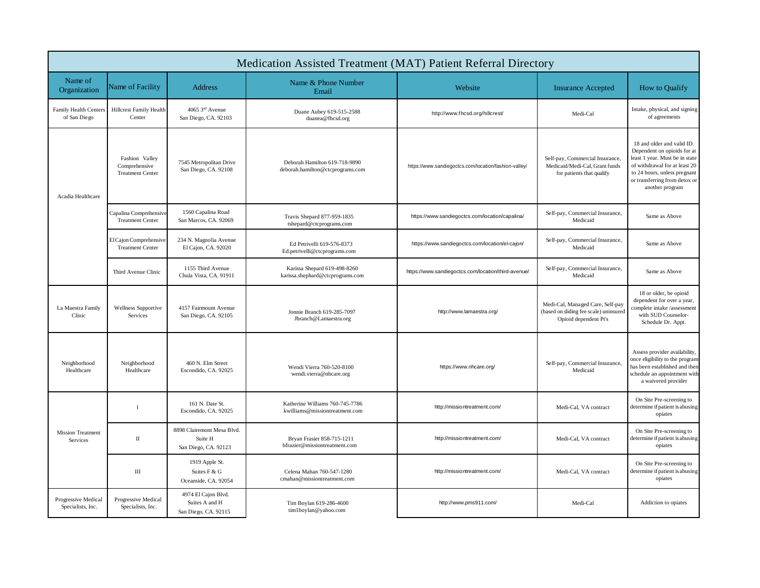# Medication Assisted Treatment (MAT) Patient Referral Directory

| Name of Organization | Name of Facility | Address | Name & Phone Number Email | Website | Insurance Accepted | How to Qualify |
|---|---|---|---|---|---|---|
| Family Health Centers of San Diego | Hillcrest Family Health Center | 4065 3rd Avenue San Diego, CA. 92103 | Duane Aubey 619-515-2588 duanea@fhcsd.org | http://www.fhcsd.org/hillcrest/ | Medi-Cal | Intake, physical, and signing of agreements |
| Acadia Healthcare | Fashion Valley Comprehensive Treatment Center | 7545 Metropolitan Drive San Diego, CA. 92108 | Deborah Hamilton 619-718-9890 deborah.hamilton@ctcprograms.com | https://www.sandiegoctcs.com/location/fashion-valley/ | Self-pay, Commercial Insurance, Medicaid/Medi-Cal, Grant funds for patients that qualify | 18 and older and valid ID. Dependent on opioids for at least 1 year. Must be in state of withdrawal for at least 20 to 24 hours, unless pregnant or transferring from detox or another program |
| | Capalina Comprehensive Treatment Center | 1560 Capalina Road San Marcos, CA. 92069 | Travis Shepard 877-959-1835 tshepard@ctcprograms.com | https://www.sandiegoctcs.com/location/capalina/ | Self-pay, Commercial Insurance, Medicaid | Same as Above |
| | El Cajon Comprehensive Treatment Center | 234 N. Magnolia Avenue El Cajon, CA. 92020 | Ed Petrivelli 619-576-8373 Ed.petrivelli@ctcprograms.com | https://www.sandiegoctcs.com/location/el-cajon/ | Self-pay, Commercial Insurance, Medicaid | Same as Above |
| | Third Avenue Clinic | 1155 Third Avenue Chula Vista, CA. 91911 | Karissa Shepard 619-498-8260 karissa.shephard@ctcprograms.com | https://www.sandiegoctcs.com/location/third-avenue/ | Self-pay, Commercial Insurance, Medicaid | Same as Above |
| La Maestra Family Clinic | Wellness Supportive Services | 4157 Fairmount Avenue San Diego, CA. 92105 | Jonnie Branch 619-285-7097 Jbranch@Lamaestra.org | http://www.lamaestra.org/ | Medi-Cal, Managed Care, Self-pay (based on sliding fee scale) uninsured Opioid dependent Pt's | 18 or older, be opioid dependent for over a year, complete intake /assessment with SUD Counselor- Schedule Dr. Appt. |
| Neighborhood Healthcare | Neighborhood Healthcare | 460 N. Elm Street Escondido, CA. 92025 | Wendi Vierra 760-520-8100 wendi.vierra@nhcare.org | https://www.nhcare.org/ | Self-pay, Commercial Insurance, Medicaid | Assess provider availability, once eligibility to the program has been established and then schedule an appointment with a waivered provider |
| Mission Treatment Services | I | 161 N. Date St. Escondido, CA. 92025 | Katherine Williams 760-745-7786 kwilliams@missiontreatment.com | http://missiontreatment.com/ | Medi-Cal, VA contract | On Site Pre-screening to determine if patient is abusing opiates |
| | II | 8898 Clairemont Mesa Blvd. Suite H San Diego, CA. 92123 | Bryan Frasier 858-715-1211 bfrazier@missiontreatment.com | http://missiontreatment.com/ | Medi-Cal, VA contract | On Site Pre-screening to determine if patient is abusing opiates |
| | III | 1919 Apple St. Suites F & G Oceanside, CA. 92054 | Celena Mahan 760-547-1280 cmahan@missiontreatment.com | http://missiontreatment.com/ | Medi-Cal, VA contract | On Site Pre-screening to determine if patient is abusing opiates |
| Progressive Medical Specialists, Inc. | Progressive Medical Specialists, Inc. | 4974 El Cajon Blvd. Suites A and H San Diego, CA. 92115 | Tim Boylan 619-286-4600 tim1boylan@yahoo.com | http://www.pms911.com/ | Medi-Cal | Addiction to opiates |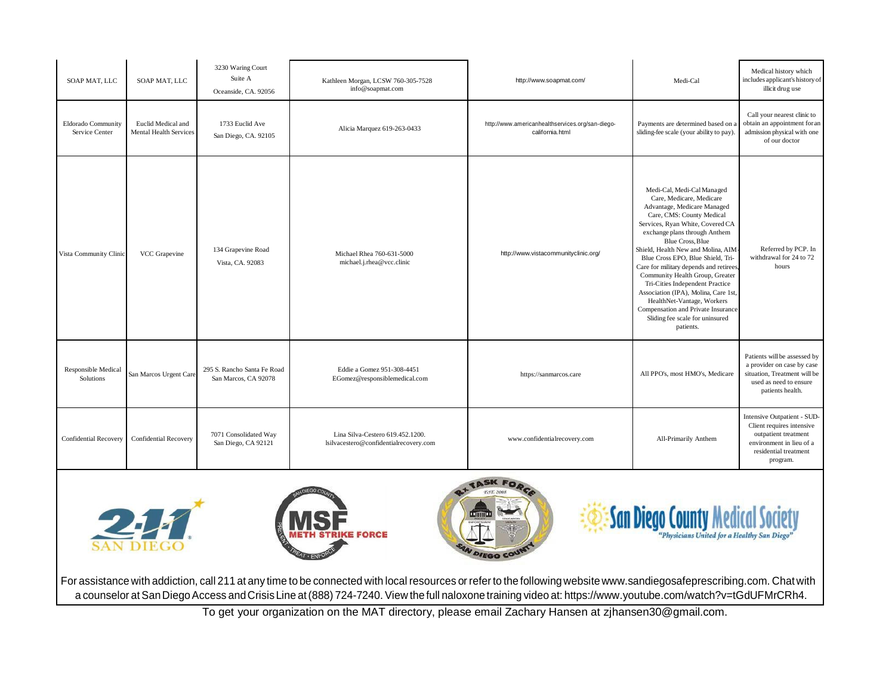| | | | | | | |
|---|---|---|---|---|---|---|
| SOAP MAT, LLC | SOAP MAT, LLC | 3230 Waring Court Suite A Oceanside, CA. 92056 | Kathleen Morgan, LCSW 760-305-7528 info@soapmat.com | http://www.soapmat.com/ | Medi-Cal | Medical history which includes applicant's history of illicit drug use |
| Eldorado Community Service Center | Euclid Medical and Mental Health Services | 1733 Euclid Ave San Diego, CA. 92105 | Alicia Marquez 619-263-0433 | http://www.americanhealthservices.org/san-diego-california.html | Payments are determined based on a sliding-fee scale (your ability to pay). | Call your nearest clinic to obtain an appointment for an admission physical with one of our doctor |
| Vista Community Clinic | VCC Grapevine | 134 Grapevine Road Vista, CA. 92083 | Michael Rhea 760-631-5000 michael.j.rhea@vcc.clinic | http://www.vistacommunityclinic.org/ | Medi-Cal, Medi-Cal Managed Care, Medicare, Medicare Advantage, Medicare Managed Care, CMS: County Medical Services, Ryan White, Covered CA exchange plans through Anthem Blue Cross, Blue Shield, Health New and Molina, AIM-Blue Cross EPO, Blue Shield, Tri-Care for military depends and retirees, Community Health Group, Greater Tri-Cities Independent Practice Association (IPA), Molina, Care 1st, HealthNet-Vantage, Workers Compensation and Private Insurance Sliding fee scale for uninsured patients. | Referred by PCP. In withdrawal for 24 to 72 hours |
| Responsible Medical Solutions | San Marcos Urgent Care | 295 S. Rancho Santa Fe Road San Marcos, CA 92078 | Eddie a Gomez 951-308-4451 EGomez@responsiblemedical.com | https://sanmarcos.care | All PPO's, most HMO's, Medicare | Patients will be assessed by a provider on case by case situation, Treatment will be used as need to ensure patients health. |
| Confidential Recovery | Confidential Recovery | 7071 Consolidated Way San Diego, CA 92121 | Lina Silva-Cestero 619.452.1200. lsilvacestero@confidentialrecovery.com | www.confidentialrecovery.com | All-Primarily Anthem | Intensive Outpatient - SUD-Client requires intensive outpatient treatment environment in lieu of a residential treatment program. |

For assistance with addiction, call 211 at any time to be connected with local resources or refer to the following website www.sandiegosafeprescribing.com. Chat with a counselor at San Diego Access and Crisis Line at (888) 724-7240. View the full naloxone training video at: https://www.youtube.com/watch?v=tGdUFMrCRh4.

To get your organization on the MAT directory, please email Zachary Hansen at zjhansen30@gmail.com.